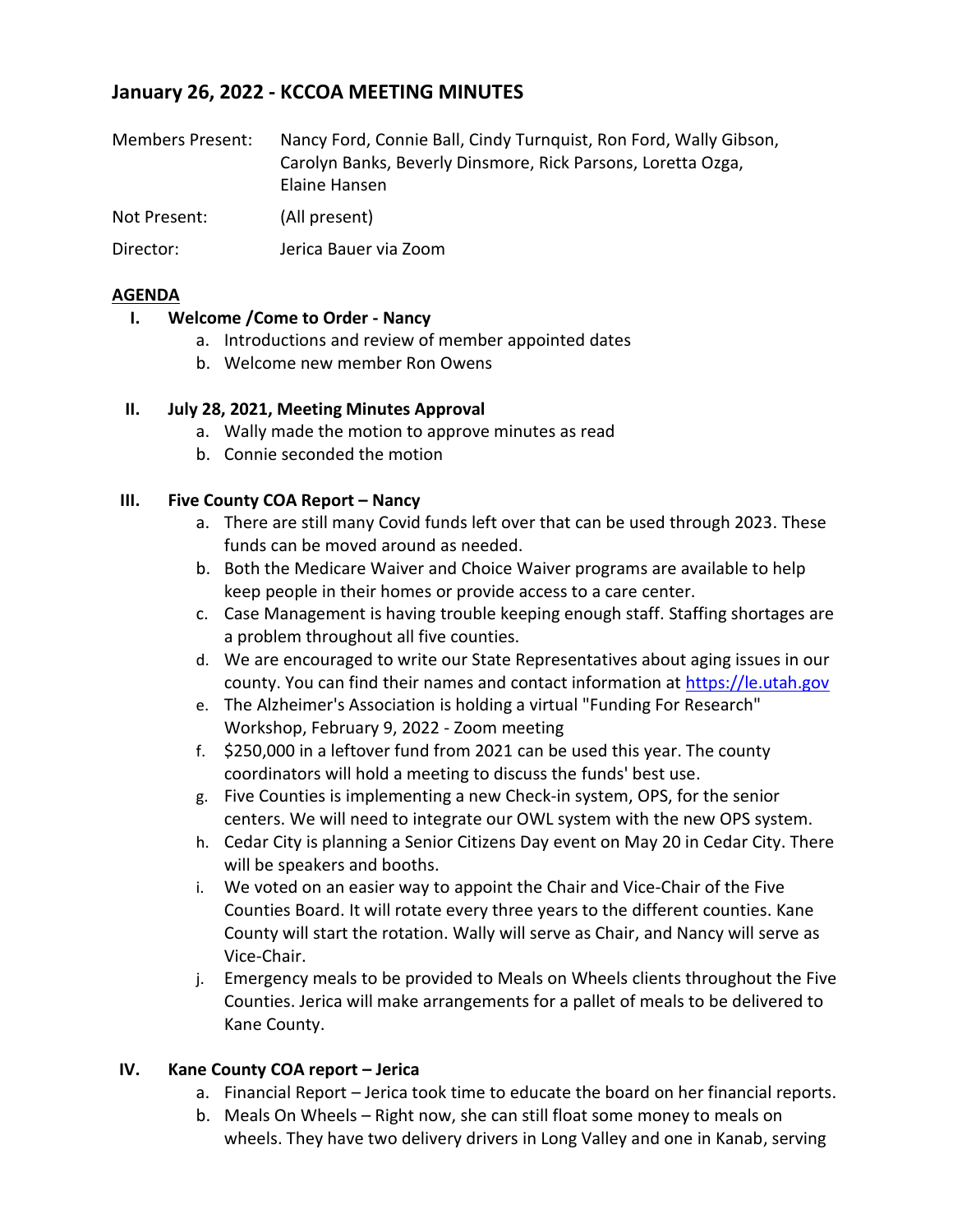# January 26, 2022 - KCCOA MEETING MINUTES

Members Present: Nancy Ford, Connie Ball, Cindy Turnquist, Ron Ford, Wally Gibson, Carolyn Banks, Beverly Dinsmore, Rick Parsons, Loretta Ozga, Elaine Hansen

Not Present: (All present)

Director: Jerica Bauer via Zoom

**AGENDA**

**I. Welcome /Come to Order - Nancy**

a. Introductions and review of member appointed dates
b. Welcome new member Ron Owens

**II. July 28, 2021, Meeting Minutes Approval**

a. Wally made the motion to approve minutes as read
b. Connie seconded the motion

**III. Five County COA Report – Nancy**

a. There are still many Covid funds left over that can be used through 2023. These funds can be moved around as needed.
b. Both the Medicare Waiver and Choice Waiver programs are available to help keep people in their homes or provide access to a care center.
c. Case Management is having trouble keeping enough staff. Staffing shortages are a problem throughout all five counties.
d. We are encouraged to write our State Representatives about aging issues in our county. You can find their names and contact information at https://le.utah.gov
e. The Alzheimer's Association is holding a virtual "Funding For Research" Workshop, February 9, 2022 - Zoom meeting
f. $250,000 in a leftover fund from 2021 can be used this year. The county coordinators will hold a meeting to discuss the funds' best use.
g. Five Counties is implementing a new Check-in system, OPS, for the senior centers. We will need to integrate our OWL system with the new OPS system.
h. Cedar City is planning a Senior Citizens Day event on May 20 in Cedar City. There will be speakers and booths.
i. We voted on an easier way to appoint the Chair and Vice-Chair of the Five Counties Board. It will rotate every three years to the different counties. Kane County will start the rotation. Wally will serve as Chair, and Nancy will serve as Vice-Chair.
j. Emergency meals to be provided to Meals on Wheels clients throughout the Five Counties. Jerica will make arrangements for a pallet of meals to be delivered to Kane County.

**IV. Kane County COA report – Jerica**

a. Financial Report – Jerica took time to educate the board on her financial reports.
b. Meals On Wheels – Right now, she can still float some money to meals on wheels. They have two delivery drivers in Long Valley and one in Kanab, serving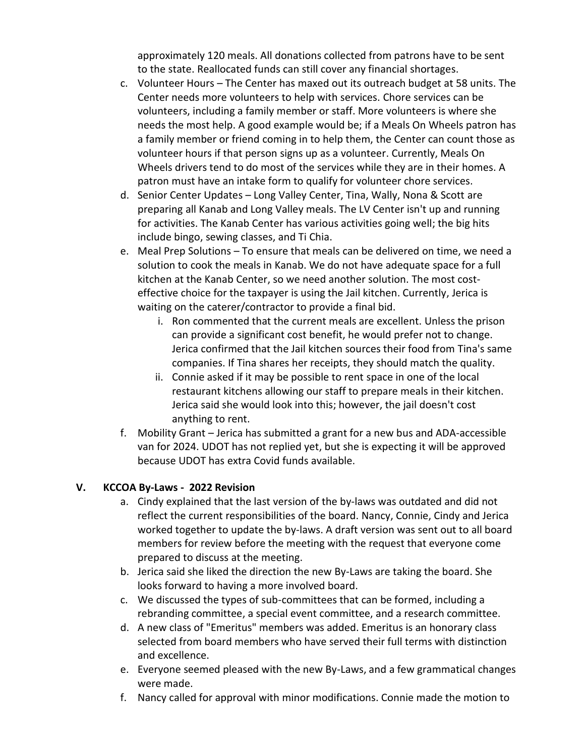approximately 120 meals. All donations collected from patrons have to be sent to the state. Reallocated funds can still cover any financial shortages.

c. Volunteer Hours – The Center has maxed out its outreach budget at 58 units. The Center needs more volunteers to help with services. Chore services can be volunteers, including a family member or staff. More volunteers is where she needs the most help. A good example would be; if a Meals On Wheels patron has a family member or friend coming in to help them, the Center can count those as volunteer hours if that person signs up as a volunteer. Currently, Meals On Wheels drivers tend to do most of the services while they are in their homes. A patron must have an intake form to qualify for volunteer chore services.

d. Senior Center Updates – Long Valley Center, Tina, Wally, Nona & Scott are preparing all Kanab and Long Valley meals. The LV Center isn't up and running for activities. The Kanab Center has various activities going well; the big hits include bingo, sewing classes, and Ti Chia.

e. Meal Prep Solutions – To ensure that meals can be delivered on time, we need a solution to cook the meals in Kanab. We do not have adequate space for a full kitchen at the Kanab Center, so we need another solution. The most cost-effective choice for the taxpayer is using the Jail kitchen. Currently, Jerica is waiting on the caterer/contractor to provide a final bid.

   i. Ron commented that the current meals are excellent. Unless the prison can provide a significant cost benefit, he would prefer not to change. Jerica confirmed that the Jail kitchen sources their food from Tina's same companies. If Tina shares her receipts, they should match the quality.

   ii. Connie asked if it may be possible to rent space in one of the local restaurant kitchens allowing our staff to prepare meals in their kitchen. Jerica said she would look into this; however, the jail doesn't cost anything to rent.

f. Mobility Grant – Jerica has submitted a grant for a new bus and ADA-accessible van for 2024. UDOT has not replied yet, but she is expecting it will be approved because UDOT has extra Covid funds available.

## V. KCCOA By-Laws - 2022 Revision

a. Cindy explained that the last version of the by-laws was outdated and did not reflect the current responsibilities of the board. Nancy, Connie, Cindy and Jerica worked together to update the by-laws. A draft version was sent out to all board members for review before the meeting with the request that everyone come prepared to discuss at the meeting.

b. Jerica said she liked the direction the new By-Laws are taking the board. She looks forward to having a more involved board.

c. We discussed the types of sub-committees that can be formed, including a rebranding committee, a special event committee, and a research committee.

d. A new class of "Emeritus" members was added. Emeritus is an honorary class selected from board members who have served their full terms with distinction and excellence.

e. Everyone seemed pleased with the new By-Laws, and a few grammatical changes were made.

f. Nancy called for approval with minor modifications. Connie made the motion to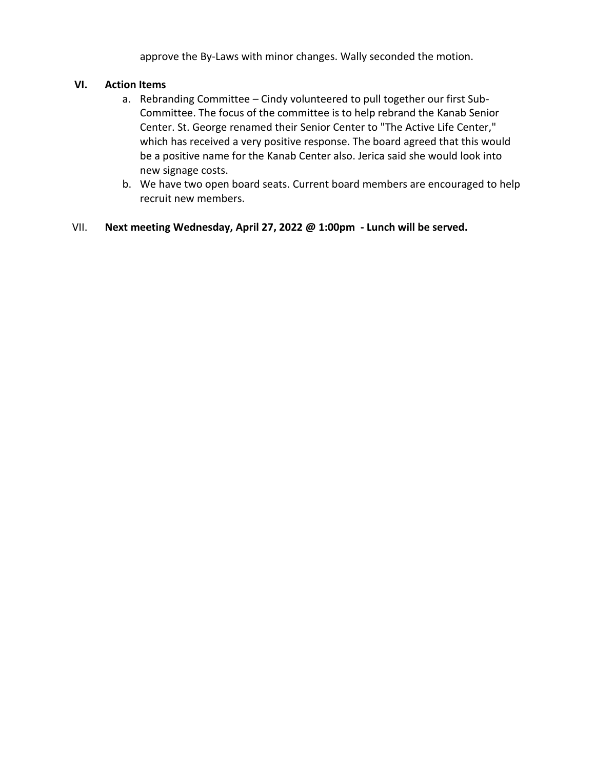approve the By-Laws with minor changes. Wally seconded the motion.

## VI. Action Items

a. Rebranding Committee – Cindy volunteered to pull together our first Sub-Committee. The focus of the committee is to help rebrand the Kanab Senior Center. St. George renamed their Senior Center to "The Active Life Center," which has received a very positive response. The board agreed that this would be a positive name for the Kanab Center also. Jerica said she would look into new signage costs.

b. We have two open board seats. Current board members are encouraged to help recruit new members.

## VII. **Next meeting Wednesday, April 27, 2022 @ 1:00pm - Lunch will be served.**